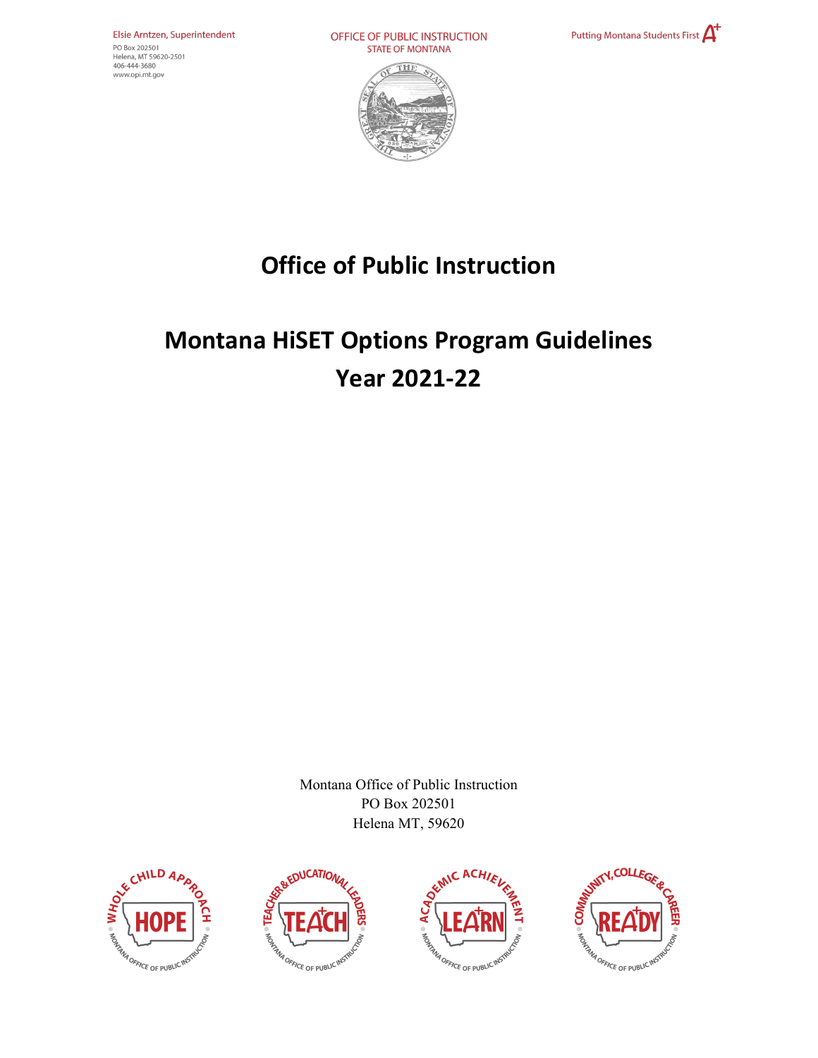Elsie Arntzen, Superintendent
PO Box 202501
Helena, MT 59620-2501
406-444-3680
www.opi.mt.gov

OFFICE OF PUBLIC INSTRUCTION
STATE OF MONTANA

Putting Montana Students First A+

# Office of Public Instruction

# Montana HiSET Options Program Guidelines
# Year 2021-22

Montana Office of Public Instruction
PO Box 202501
Helena MT, 59620

WHOLE CHILD APPROACH HOPE MONTANA OFFICE OF PUBLIC INSTRUCTION

TEACHER & EDUCATIONAL LEADERS TEACH MONTANA OFFICE OF PUBLIC INSTRUCTION

ACADEMIC ACHIEVEMENT LEARN MONTANA OFFICE OF PUBLIC INSTRUCTION

COMMUNITY, COLLEGE & CAREER READY MONTANA OFFICE OF PUBLIC INSTRUCTION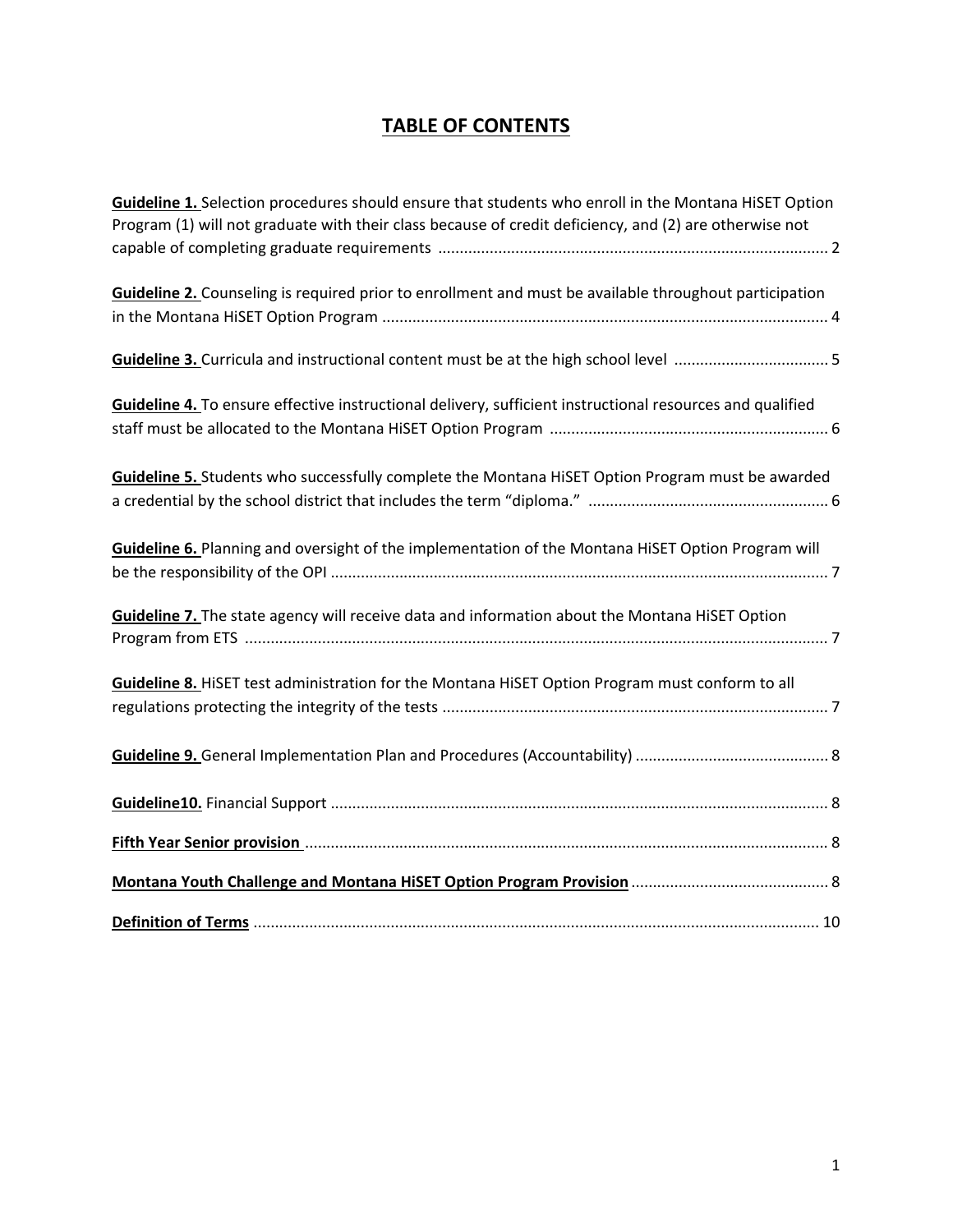# TABLE OF CONTENTS

**Guideline 1.** Selection procedures should ensure that students who enroll in the Montana HiSET Option Program (1) will not graduate with their class because of credit deficiency, and (2) are otherwise not capable of completing graduate requirements .......................................................................................... 2

**Guideline 2.** Counseling is required prior to enrollment and must be available throughout participation in the Montana HiSET Option Program ....................................................................................................... 4

**Guideline 3.** Curricula and instructional content must be at the high school level .................................... 5

**Guideline 4.** To ensure effective instructional delivery, sufficient instructional resources and qualified staff must be allocated to the Montana HiSET Option Program ................................................................. 6

**Guideline 5.** Students who successfully complete the Montana HiSET Option Program must be awarded a credential by the school district that includes the term "diploma." ........................................................ 6

**Guideline 6.** Planning and oversight of the implementation of the Montana HiSET Option Program will be the responsibility of the OPI ................................................................................................................... 7

**Guideline 7.** The state agency will receive data and information about the Montana HiSET Option Program from ETS ....................................................................................................................................... 7

**Guideline 8.** HiSET test administration for the Montana HiSET Option Program must conform to all regulations protecting the integrity of the tests ......................................................................................... 7

**Guideline 9.** General Implementation Plan and Procedures (Accountability) ............................................ 8

**Guideline10.** Financial Support .................................................................................................................. 8

**Fifth Year Senior provision** ......................................................................................................................... 8

**Montana Youth Challenge and Montana HiSET Option Program Provision** ............................................. 8

**Definition of Terms** .................................................................................................................................. 10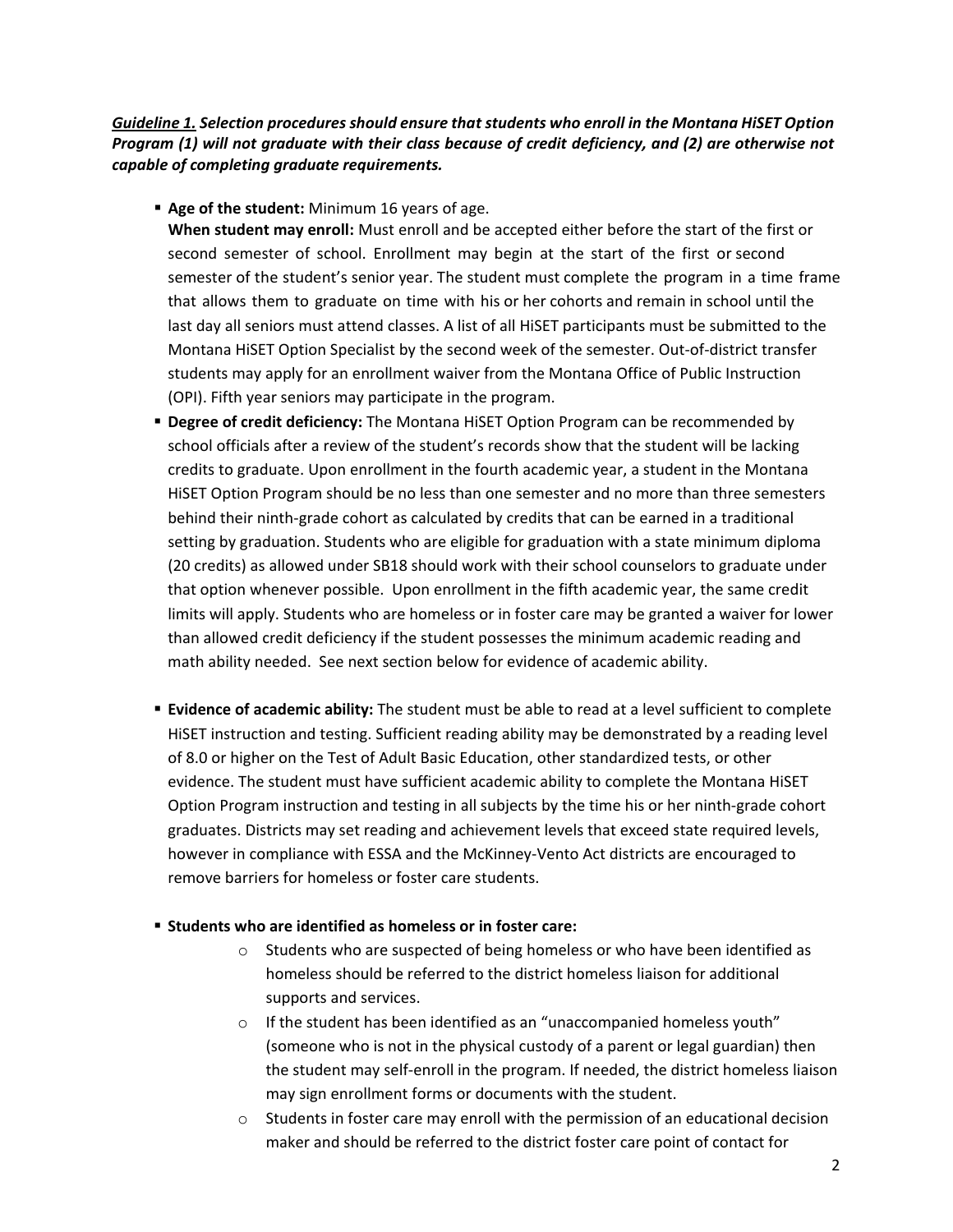***Guideline 1.*** ***Selection procedures should ensure that students who enroll in the Montana HiSET Option Program (1) will not graduate with their class because of credit deficiency, and (2) are otherwise not capable of completing graduate requirements.***

- **Age of the student:** Minimum 16 years of age.
  **When student may enroll:** Must enroll and be accepted either before the start of the first or second semester of school. Enrollment may begin at the start of the first or second semester of the student's senior year. The student must complete the program in a time frame that allows them to graduate on time with his or her cohorts and remain in school until the last day all seniors must attend classes. A list of all HiSET participants must be submitted to the Montana HiSET Option Specialist by the second week of the semester. Out-of-district transfer students may apply for an enrollment waiver from the Montana Office of Public Instruction (OPI). Fifth year seniors may participate in the program.
- **Degree of credit deficiency:** The Montana HiSET Option Program can be recommended by school officials after a review of the student's records show that the student will be lacking credits to graduate. Upon enrollment in the fourth academic year, a student in the Montana HiSET Option Program should be no less than one semester and no more than three semesters behind their ninth-grade cohort as calculated by credits that can be earned in a traditional setting by graduation. Students who are eligible for graduation with a state minimum diploma (20 credits) as allowed under SB18 should work with their school counselors to graduate under that option whenever possible. Upon enrollment in the fifth academic year, the same credit limits will apply. Students who are homeless or in foster care may be granted a waiver for lower than allowed credit deficiency if the student possesses the minimum academic reading and math ability needed. See next section below for evidence of academic ability.
- **Evidence of academic ability:** The student must be able to read at a level sufficient to complete HiSET instruction and testing. Sufficient reading ability may be demonstrated by a reading level of 8.0 or higher on the Test of Adult Basic Education, other standardized tests, or other evidence. The student must have sufficient academic ability to complete the Montana HiSET Option Program instruction and testing in all subjects by the time his or her ninth-grade cohort graduates. Districts may set reading and achievement levels that exceed state required levels, however in compliance with ESSA and the McKinney-Vento Act districts are encouraged to remove barriers for homeless or foster care students.
- **Students who are identified as homeless or in foster care:**
  - Students who are suspected of being homeless or who have been identified as homeless should be referred to the district homeless liaison for additional supports and services.
  - If the student has been identified as an "unaccompanied homeless youth" (someone who is not in the physical custody of a parent or legal guardian) then the student may self-enroll in the program. If needed, the district homeless liaison may sign enrollment forms or documents with the student.
  - Students in foster care may enroll with the permission of an educational decision maker and should be referred to the district foster care point of contact for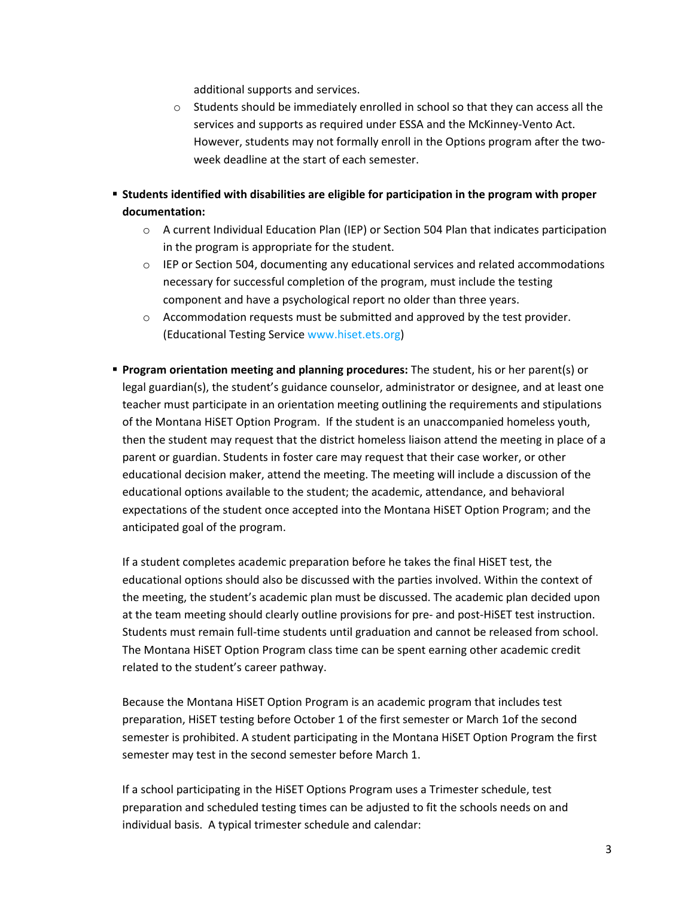additional supports and services.

  - Students should be immediately enrolled in school so that they can access all the services and supports as required under ESSA and the McKinney-Vento Act. However, students may not formally enroll in the Options program after the two-week deadline at the start of each semester.

- **Students identified with disabilities are eligible for participation in the program with proper documentation:**
  - A current Individual Education Plan (IEP) or Section 504 Plan that indicates participation in the program is appropriate for the student.
  - IEP or Section 504, documenting any educational services and related accommodations necessary for successful completion of the program, must include the testing component and have a psychological report no older than three years.
  - Accommodation requests must be submitted and approved by the test provider. (Educational Testing Service www.hiset.ets.org)

- **Program orientation meeting and planning procedures:** The student, his or her parent(s) or legal guardian(s), the student's guidance counselor, administrator or designee, and at least one teacher must participate in an orientation meeting outlining the requirements and stipulations of the Montana HiSET Option Program. If the student is an unaccompanied homeless youth, then the student may request that the district homeless liaison attend the meeting in place of a parent or guardian. Students in foster care may request that their case worker, or other educational decision maker, attend the meeting. The meeting will include a discussion of the educational options available to the student; the academic, attendance, and behavioral expectations of the student once accepted into the Montana HiSET Option Program; and the anticipated goal of the program.

  If a student completes academic preparation before he takes the final HiSET test, the educational options should also be discussed with the parties involved. Within the context of the meeting, the student's academic plan must be discussed. The academic plan decided upon at the team meeting should clearly outline provisions for pre- and post-HiSET test instruction. Students must remain full-time students until graduation and cannot be released from school. The Montana HiSET Option Program class time can be spent earning other academic credit related to the student's career pathway.

  Because the Montana HiSET Option Program is an academic program that includes test preparation, HiSET testing before October 1 of the first semester or March 1of the second semester is prohibited. A student participating in the Montana HiSET Option Program the first semester may test in the second semester before March 1.

  If a school participating in the HiSET Options Program uses a Trimester schedule, test preparation and scheduled testing times can be adjusted to fit the schools needs on and individual basis. A typical trimester schedule and calendar: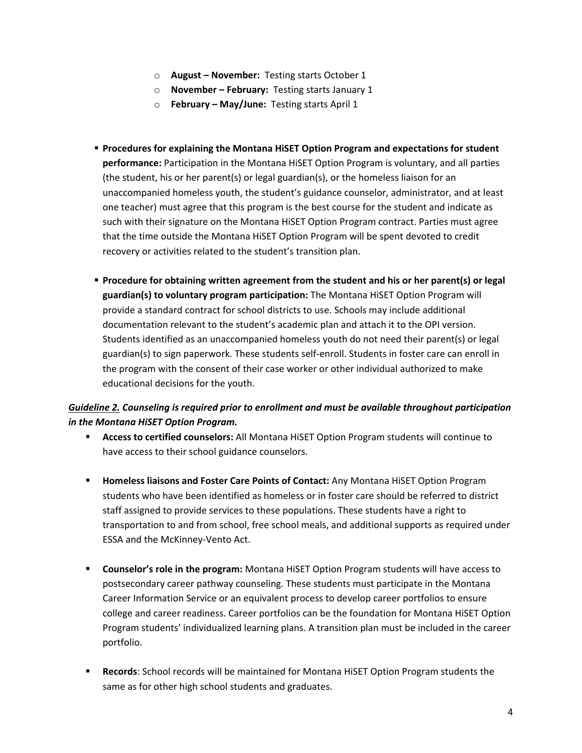- **August – November:** Testing starts October 1
  - **November – February:** Testing starts January 1
  - **February – May/June:** Testing starts April 1

- **Procedures for explaining the Montana HiSET Option Program and expectations for student performance:** Participation in the Montana HiSET Option Program is voluntary, and all parties (the student, his or her parent(s) or legal guardian(s), or the homeless liaison for an unaccompanied homeless youth, the student's guidance counselor, administrator, and at least one teacher) must agree that this program is the best course for the student and indicate as such with their signature on the Montana HiSET Option Program contract. Parties must agree that the time outside the Montana HiSET Option Program will be spent devoted to credit recovery or activities related to the student's transition plan.

- **Procedure for obtaining written agreement from the student and his or her parent(s) or legal guardian(s) to voluntary program participation:** The Montana HiSET Option Program will provide a standard contract for school districts to use. Schools may include additional documentation relevant to the student's academic plan and attach it to the OPI version. Students identified as an unaccompanied homeless youth do not need their parent(s) or legal guardian(s) to sign paperwork. These students self-enroll. Students in foster care can enroll in the program with the consent of their case worker or other individual authorized to make educational decisions for the youth.

***<u>Guideline 2.</u> Counseling is required prior to enrollment and must be available throughout participation in the Montana HiSET Option Program.***

- **Access to certified counselors:** All Montana HiSET Option Program students will continue to have access to their school guidance counselors.

- **Homeless liaisons and Foster Care Points of Contact:** Any Montana HiSET Option Program students who have been identified as homeless or in foster care should be referred to district staff assigned to provide services to these populations. These students have a right to transportation to and from school, free school meals, and additional supports as required under ESSA and the McKinney-Vento Act.

- **Counselor's role in the program:** Montana HiSET Option Program students will have access to postsecondary career pathway counseling. These students must participate in the Montana Career Information Service or an equivalent process to develop career portfolios to ensure college and career readiness. Career portfolios can be the foundation for Montana HiSET Option Program students' individualized learning plans. A transition plan must be included in the career portfolio.

- **Records**: School records will be maintained for Montana HiSET Option Program students the same as for other high school students and graduates.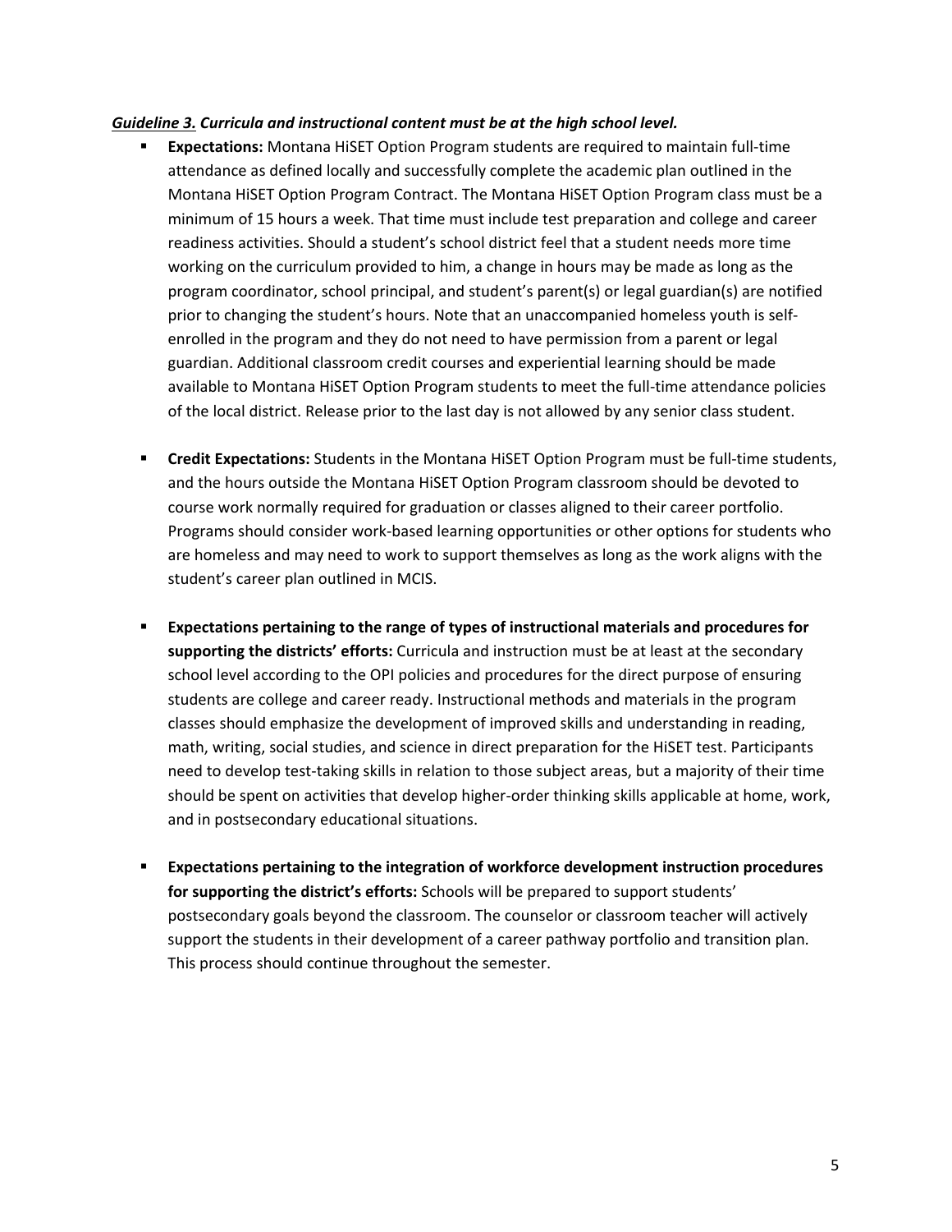***Guideline 3.*** ***Curricula and instructional content must be at the high school level.***

- **Expectations:** Montana HiSET Option Program students are required to maintain full-time attendance as defined locally and successfully complete the academic plan outlined in the Montana HiSET Option Program Contract. The Montana HiSET Option Program class must be a minimum of 15 hours a week. That time must include test preparation and college and career readiness activities. Should a student's school district feel that a student needs more time working on the curriculum provided to him, a change in hours may be made as long as the program coordinator, school principal, and student's parent(s) or legal guardian(s) are notified prior to changing the student's hours. Note that an unaccompanied homeless youth is self-enrolled in the program and they do not need to have permission from a parent or legal guardian. Additional classroom credit courses and experiential learning should be made available to Montana HiSET Option Program students to meet the full-time attendance policies of the local district. Release prior to the last day is not allowed by any senior class student.

- **Credit Expectations:** Students in the Montana HiSET Option Program must be full-time students, and the hours outside the Montana HiSET Option Program classroom should be devoted to course work normally required for graduation or classes aligned to their career portfolio. Programs should consider work-based learning opportunities or other options for students who are homeless and may need to work to support themselves as long as the work aligns with the student's career plan outlined in MCIS.

- **Expectations pertaining to the range of types of instructional materials and procedures for supporting the districts' efforts:** Curricula and instruction must be at least at the secondary school level according to the OPI policies and procedures for the direct purpose of ensuring students are college and career ready. Instructional methods and materials in the program classes should emphasize the development of improved skills and understanding in reading, math, writing, social studies, and science in direct preparation for the HiSET test. Participants need to develop test-taking skills in relation to those subject areas, but a majority of their time should be spent on activities that develop higher-order thinking skills applicable at home, work, and in postsecondary educational situations.

- **Expectations pertaining to the integration of workforce development instruction procedures for supporting the district's efforts:** Schools will be prepared to support students' postsecondary goals beyond the classroom. The counselor or classroom teacher will actively support the students in their development of a career pathway portfolio and transition plan. This process should continue throughout the semester.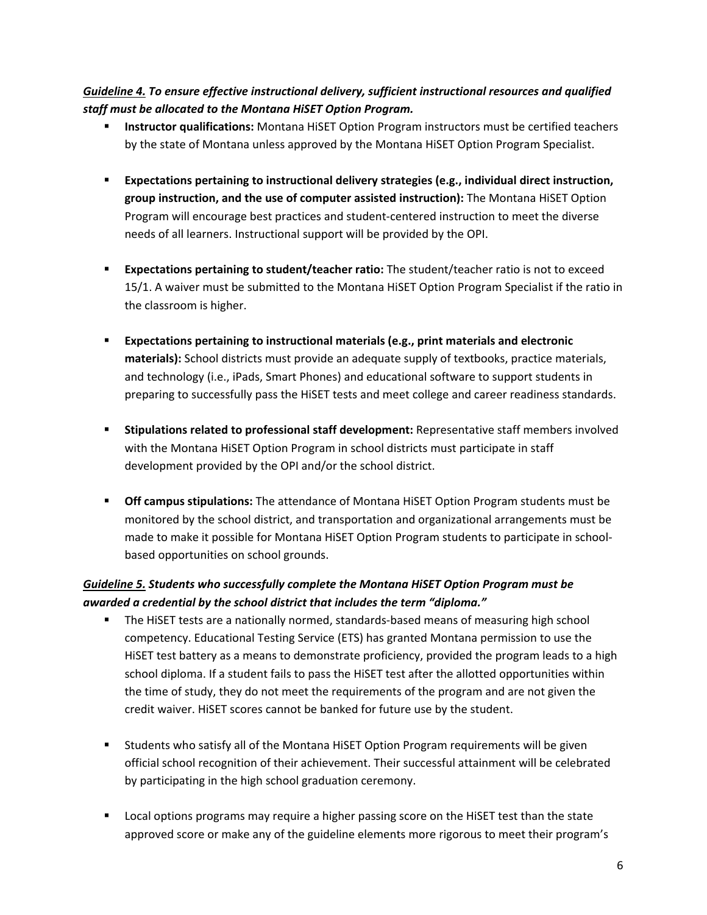***Guideline 4.*** ***To ensure effective instructional delivery, sufficient instructional resources and qualified staff must be allocated to the Montana HiSET Option Program.***

- **Instructor qualifications:** Montana HiSET Option Program instructors must be certified teachers by the state of Montana unless approved by the Montana HiSET Option Program Specialist.

- **Expectations pertaining to instructional delivery strategies (e.g., individual direct instruction, group instruction, and the use of computer assisted instruction):** The Montana HiSET Option Program will encourage best practices and student-centered instruction to meet the diverse needs of all learners. Instructional support will be provided by the OPI.

- **Expectations pertaining to student/teacher ratio:** The student/teacher ratio is not to exceed 15/1. A waiver must be submitted to the Montana HiSET Option Program Specialist if the ratio in the classroom is higher.

- **Expectations pertaining to instructional materials (e.g., print materials and electronic materials):** School districts must provide an adequate supply of textbooks, practice materials, and technology (i.e., iPads, Smart Phones) and educational software to support students in preparing to successfully pass the HiSET tests and meet college and career readiness standards.

- **Stipulations related to professional staff development:** Representative staff members involved with the Montana HiSET Option Program in school districts must participate in staff development provided by the OPI and/or the school district.

- **Off campus stipulations:** The attendance of Montana HiSET Option Program students must be monitored by the school district, and transportation and organizational arrangements must be made to make it possible for Montana HiSET Option Program students to participate in school-based opportunities on school grounds.

***Guideline 5.*** ***Students who successfully complete the Montana HiSET Option Program must be awarded a credential by the school district that includes the term "diploma."***

- The HiSET tests are a nationally normed, standards-based means of measuring high school competency. Educational Testing Service (ETS) has granted Montana permission to use the HiSET test battery as a means to demonstrate proficiency, provided the program leads to a high school diploma. If a student fails to pass the HiSET test after the allotted opportunities within the time of study, they do not meet the requirements of the program and are not given the credit waiver. HiSET scores cannot be banked for future use by the student.

- Students who satisfy all of the Montana HiSET Option Program requirements will be given official school recognition of their achievement. Their successful attainment will be celebrated by participating in the high school graduation ceremony.

- Local options programs may require a higher passing score on the HiSET test than the state approved score or make any of the guideline elements more rigorous to meet their program's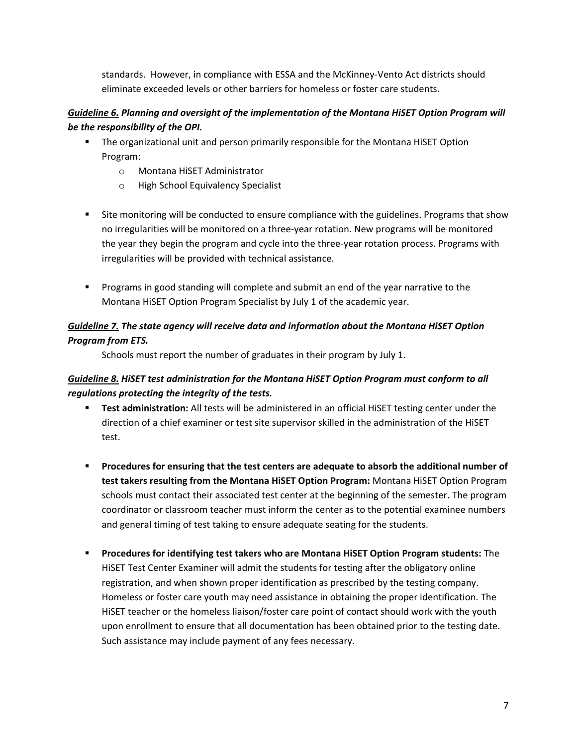standards. However, in compliance with ESSA and the McKinney-Vento Act districts should eliminate exceeded levels or other barriers for homeless or foster care students.

***<u>Guideline 6.</u> Planning and oversight of the implementation of the Montana HiSET Option Program will be the responsibility of the OPI.***

- The organizational unit and person primarily responsible for the Montana HiSET Option Program:
  - Montana HiSET Administrator
  - High School Equivalency Specialist

- Site monitoring will be conducted to ensure compliance with the guidelines. Programs that show no irregularities will be monitored on a three-year rotation. New programs will be monitored the year they begin the program and cycle into the three-year rotation process. Programs with irregularities will be provided with technical assistance.

- Programs in good standing will complete and submit an end of the year narrative to the Montana HiSET Option Program Specialist by July 1 of the academic year.

***<u>Guideline 7.</u> The state agency will receive data and information about the Montana HiSET Option Program from ETS.***

Schools must report the number of graduates in their program by July 1.

***<u>Guideline 8.</u> HiSET test administration for the Montana HiSET Option Program must conform to all regulations protecting the integrity of the tests.***

- **Test administration:** All tests will be administered in an official HiSET testing center under the direction of a chief examiner or test site supervisor skilled in the administration of the HiSET test.

- **Procedures for ensuring that the test centers are adequate to absorb the additional number of test takers resulting from the Montana HiSET Option Program:** Montana HiSET Option Program schools must contact their associated test center at the beginning of the semester**.** The program coordinator or classroom teacher must inform the center as to the potential examinee numbers and general timing of test taking to ensure adequate seating for the students.

- **Procedures for identifying test takers who are Montana HiSET Option Program students:** The HiSET Test Center Examiner will admit the students for testing after the obligatory online registration, and when shown proper identification as prescribed by the testing company. Homeless or foster care youth may need assistance in obtaining the proper identification. The HiSET teacher or the homeless liaison/foster care point of contact should work with the youth upon enrollment to ensure that all documentation has been obtained prior to the testing date. Such assistance may include payment of any fees necessary.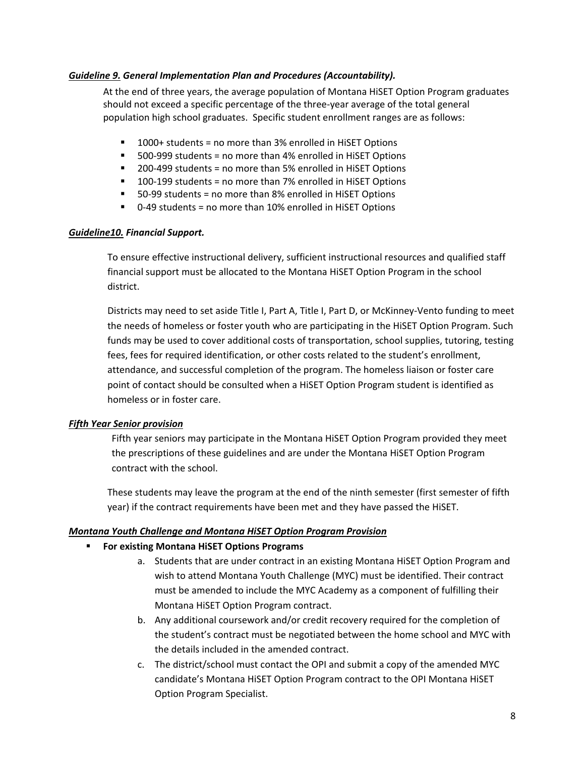***Guideline 9. General Implementation Plan and Procedures (Accountability).***

At the end of three years, the average population of Montana HiSET Option Program graduates should not exceed a specific percentage of the three-year average of the total general population high school graduates. Specific student enrollment ranges are as follows:

- 1000+ students = no more than 3% enrolled in HiSET Options
- 500-999 students = no more than 4% enrolled in HiSET Options
- 200-499 students = no more than 5% enrolled in HiSET Options
- 100-199 students = no more than 7% enrolled in HiSET Options
- 50-99 students = no more than 8% enrolled in HiSET Options
- 0-49 students = no more than 10% enrolled in HiSET Options

***Guideline10. Financial Support.***

To ensure effective instructional delivery, sufficient instructional resources and qualified staff financial support must be allocated to the Montana HiSET Option Program in the school district.

Districts may need to set aside Title I, Part A, Title I, Part D, or McKinney-Vento funding to meet the needs of homeless or foster youth who are participating in the HiSET Option Program. Such funds may be used to cover additional costs of transportation, school supplies, tutoring, testing fees, fees for required identification, or other costs related to the student's enrollment, attendance, and successful completion of the program. The homeless liaison or foster care point of contact should be consulted when a HiSET Option Program student is identified as homeless or in foster care.

***Fifth Year Senior provision***

Fifth year seniors may participate in the Montana HiSET Option Program provided they meet the prescriptions of these guidelines and are under the Montana HiSET Option Program contract with the school.

These students may leave the program at the end of the ninth semester (first semester of fifth year) if the contract requirements have been met and they have passed the HiSET.

***Montana Youth Challenge and Montana HiSET Option Program Provision***

- **For existing Montana HiSET Options Programs**
  a. Students that are under contract in an existing Montana HiSET Option Program and wish to attend Montana Youth Challenge (MYC) must be identified. Their contract must be amended to include the MYC Academy as a component of fulfilling their Montana HiSET Option Program contract.
  b. Any additional coursework and/or credit recovery required for the completion of the student's contract must be negotiated between the home school and MYC with the details included in the amended contract.
  c. The district/school must contact the OPI and submit a copy of the amended MYC candidate's Montana HiSET Option Program contract to the OPI Montana HiSET Option Program Specialist.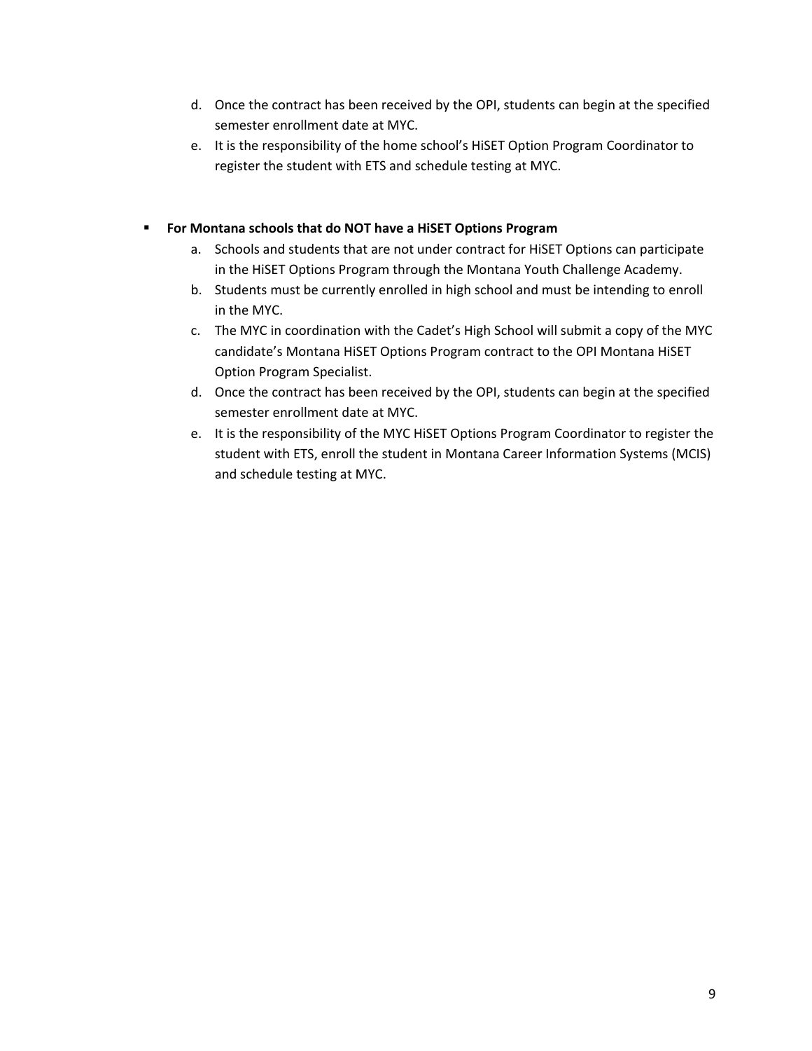d. Once the contract has been received by the OPI, students can begin at the specified semester enrollment date at MYC.

e. It is the responsibility of the home school's HiSET Option Program Coordinator to register the student with ETS and schedule testing at MYC.

- **For Montana schools that do NOT have a HiSET Options Program**
  a. Schools and students that are not under contract for HiSET Options can participate in the HiSET Options Program through the Montana Youth Challenge Academy.
  b. Students must be currently enrolled in high school and must be intending to enroll in the MYC.
  c. The MYC in coordination with the Cadet's High School will submit a copy of the MYC candidate's Montana HiSET Options Program contract to the OPI Montana HiSET Option Program Specialist.
  d. Once the contract has been received by the OPI, students can begin at the specified semester enrollment date at MYC.
  e. It is the responsibility of the MYC HiSET Options Program Coordinator to register the student with ETS, enroll the student in Montana Career Information Systems (MCIS) and schedule testing at MYC.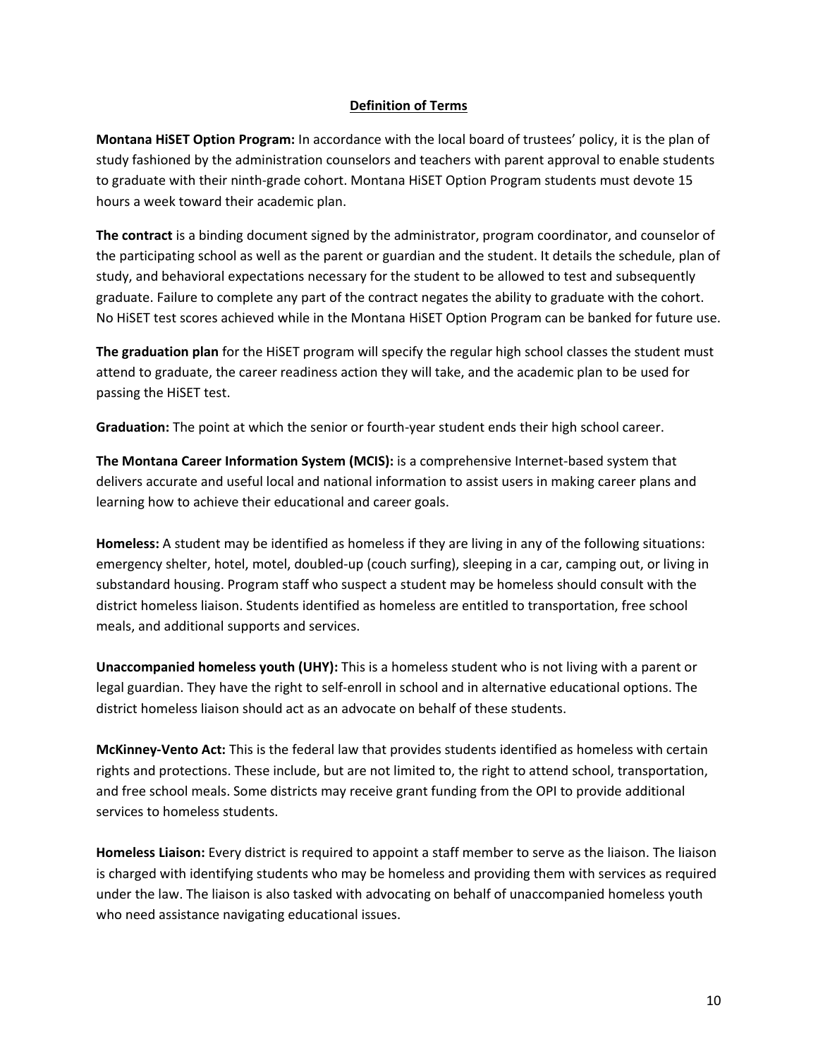## Definition of Terms

**Montana HiSET Option Program:** In accordance with the local board of trustees' policy, it is the plan of study fashioned by the administration counselors and teachers with parent approval to enable students to graduate with their ninth-grade cohort. Montana HiSET Option Program students must devote 15 hours a week toward their academic plan.

**The contract** is a binding document signed by the administrator, program coordinator, and counselor of the participating school as well as the parent or guardian and the student. It details the schedule, plan of study, and behavioral expectations necessary for the student to be allowed to test and subsequently graduate. Failure to complete any part of the contract negates the ability to graduate with the cohort. No HiSET test scores achieved while in the Montana HiSET Option Program can be banked for future use.

**The graduation plan** for the HiSET program will specify the regular high school classes the student must attend to graduate, the career readiness action they will take, and the academic plan to be used for passing the HiSET test.

**Graduation:** The point at which the senior or fourth-year student ends their high school career.

**The Montana Career Information System (MCIS):** is a comprehensive Internet-based system that delivers accurate and useful local and national information to assist users in making career plans and learning how to achieve their educational and career goals.

**Homeless:** A student may be identified as homeless if they are living in any of the following situations: emergency shelter, hotel, motel, doubled-up (couch surfing), sleeping in a car, camping out, or living in substandard housing. Program staff who suspect a student may be homeless should consult with the district homeless liaison. Students identified as homeless are entitled to transportation, free school meals, and additional supports and services.

**Unaccompanied homeless youth (UHY):** This is a homeless student who is not living with a parent or legal guardian. They have the right to self-enroll in school and in alternative educational options. The district homeless liaison should act as an advocate on behalf of these students.

**McKinney-Vento Act:** This is the federal law that provides students identified as homeless with certain rights and protections. These include, but are not limited to, the right to attend school, transportation, and free school meals. Some districts may receive grant funding from the OPI to provide additional services to homeless students.

**Homeless Liaison:** Every district is required to appoint a staff member to serve as the liaison. The liaison is charged with identifying students who may be homeless and providing them with services as required under the law. The liaison is also tasked with advocating on behalf of unaccompanied homeless youth who need assistance navigating educational issues.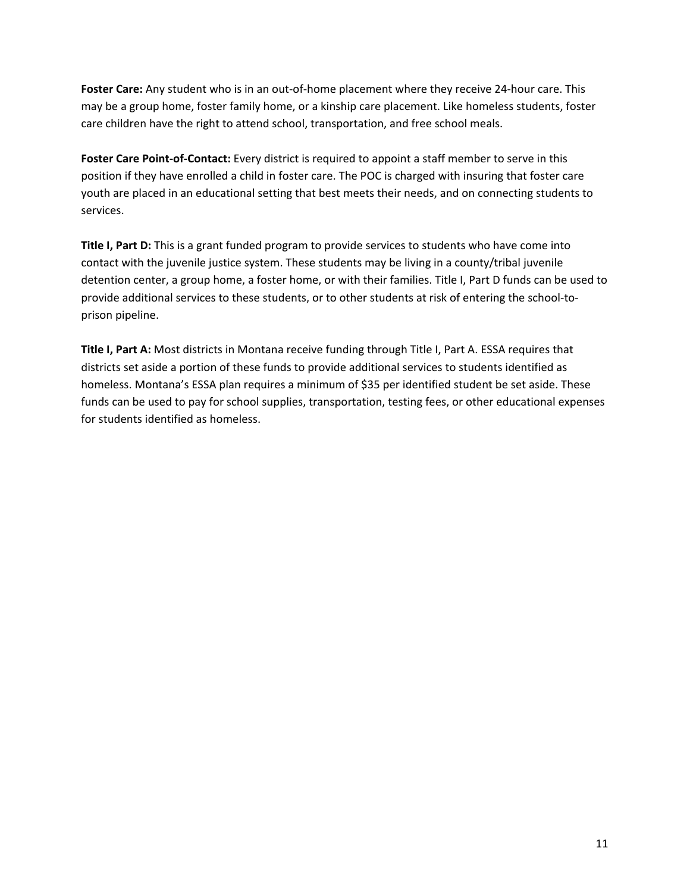**Foster Care:** Any student who is in an out-of-home placement where they receive 24-hour care. This may be a group home, foster family home, or a kinship care placement. Like homeless students, foster care children have the right to attend school, transportation, and free school meals.

**Foster Care Point-of-Contact:** Every district is required to appoint a staff member to serve in this position if they have enrolled a child in foster care. The POC is charged with insuring that foster care youth are placed in an educational setting that best meets their needs, and on connecting students to services.

**Title I, Part D:** This is a grant funded program to provide services to students who have come into contact with the juvenile justice system. These students may be living in a county/tribal juvenile detention center, a group home, a foster home, or with their families. Title I, Part D funds can be used to provide additional services to these students, or to other students at risk of entering the school-to-prison pipeline.

**Title I, Part A:** Most districts in Montana receive funding through Title I, Part A. ESSA requires that districts set aside a portion of these funds to provide additional services to students identified as homeless. Montana's ESSA plan requires a minimum of $35 per identified student be set aside. These funds can be used to pay for school supplies, transportation, testing fees, or other educational expenses for students identified as homeless.